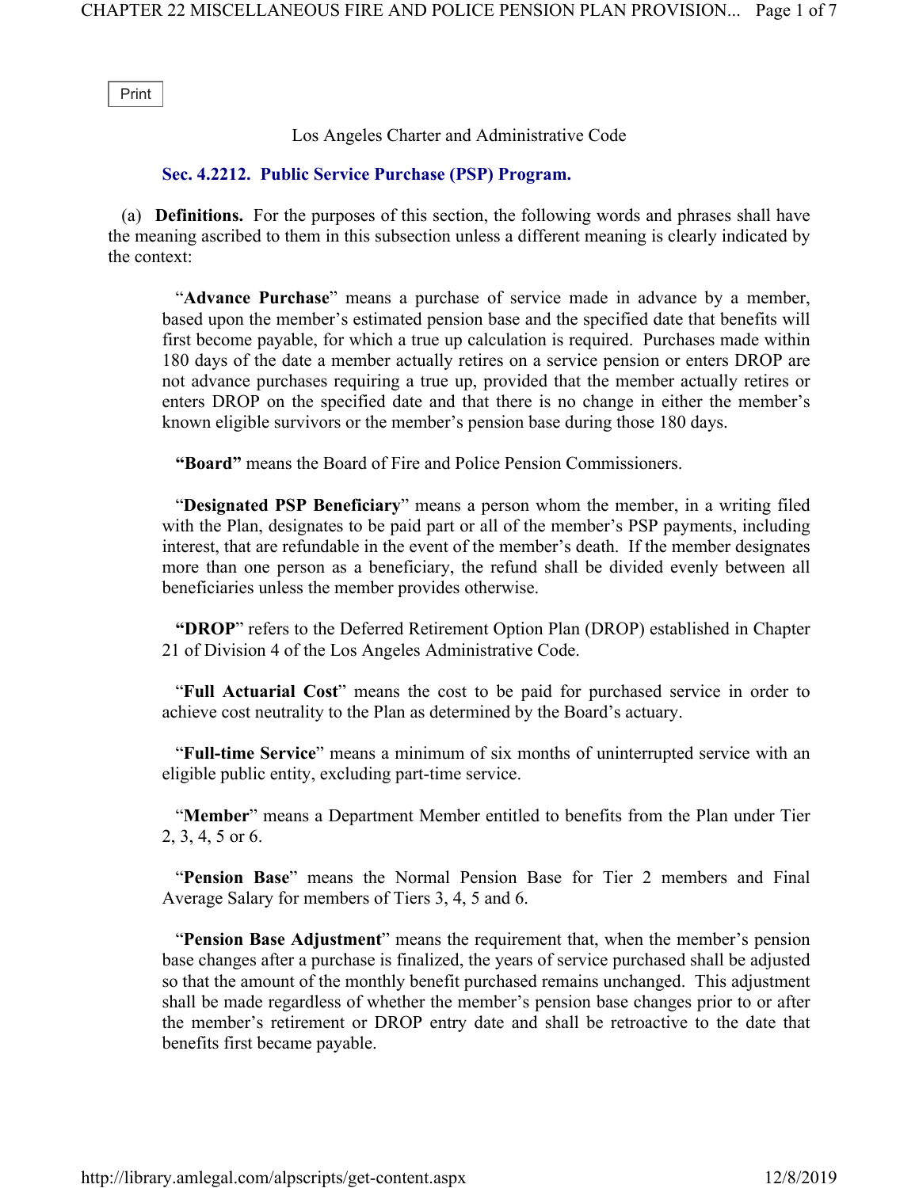Los Angeles Charter and Administrative Code

## Sec. 4.2212. Public Service Purchase (PSP) Program.

(a) **Definitions.** For the purposes of this section, the following words and phrases shall have the meaning ascribed to them in this subsection unless a different meaning is clearly indicated by the context:

"**Advance Purchase**" means a purchase of service made in advance by a member, based upon the member's estimated pension base and the specified date that benefits will first become payable, for which a true up calculation is required. Purchases made within 180 days of the date a member actually retires on a service pension or enters DROP are not advance purchases requiring a true up, provided that the member actually retires or enters DROP on the specified date and that there is no change in either the member's known eligible survivors or the member's pension base during those 180 days.

**"Board"** means the Board of Fire and Police Pension Commissioners.

"**Designated PSP Beneficiary**" means a person whom the member, in a writing filed with the Plan, designates to be paid part or all of the member's PSP payments, including interest, that are refundable in the event of the member's death. If the member designates more than one person as a beneficiary, the refund shall be divided evenly between all beneficiaries unless the member provides otherwise.

**"DROP"** refers to the Deferred Retirement Option Plan (DROP) established in Chapter 21 of Division 4 of the Los Angeles Administrative Code.

"**Full Actuarial Cost**" means the cost to be paid for purchased service in order to achieve cost neutrality to the Plan as determined by the Board's actuary.

"**Full-time Service**" means a minimum of six months of uninterrupted service with an eligible public entity, excluding part-time service.

"**Member**" means a Department Member entitled to benefits from the Plan under Tier 2, 3, 4, 5 or 6.

"**Pension Base**" means the Normal Pension Base for Tier 2 members and Final Average Salary for members of Tiers 3, 4, 5 and 6.

"**Pension Base Adjustment**" means the requirement that, when the member's pension base changes after a purchase is finalized, the years of service purchased shall be adjusted so that the amount of the monthly benefit purchased remains unchanged. This adjustment shall be made regardless of whether the member's pension base changes prior to or after the member's retirement or DROP entry date and shall be retroactive to the date that benefits first became payable.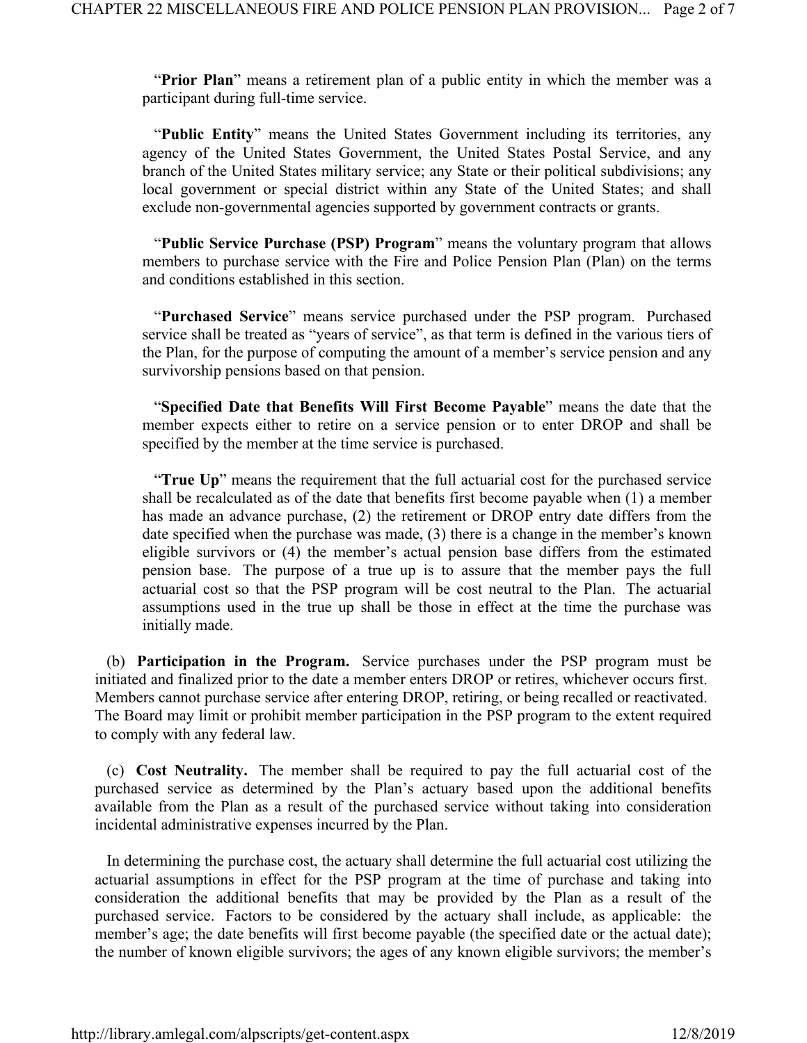"**Prior Plan**" means a retirement plan of a public entity in which the member was a participant during full-time service.

"**Public Entity**" means the United States Government including its territories, any agency of the United States Government, the United States Postal Service, and any branch of the United States military service; any State or their political subdivisions; any local government or special district within any State of the United States; and shall exclude non-governmental agencies supported by government contracts or grants.

"**Public Service Purchase (PSP) Program**" means the voluntary program that allows members to purchase service with the Fire and Police Pension Plan (Plan) on the terms and conditions established in this section.

"**Purchased Service**" means service purchased under the PSP program. Purchased service shall be treated as "years of service", as that term is defined in the various tiers of the Plan, for the purpose of computing the amount of a member's service pension and any survivorship pensions based on that pension.

"**Specified Date that Benefits Will First Become Payable**" means the date that the member expects either to retire on a service pension or to enter DROP and shall be specified by the member at the time service is purchased.

"**True Up**" means the requirement that the full actuarial cost for the purchased service shall be recalculated as of the date that benefits first become payable when (1) a member has made an advance purchase, (2) the retirement or DROP entry date differs from the date specified when the purchase was made, (3) there is a change in the member's known eligible survivors or (4) the member's actual pension base differs from the estimated pension base. The purpose of a true up is to assure that the member pays the full actuarial cost so that the PSP program will be cost neutral to the Plan. The actuarial assumptions used in the true up shall be those in effect at the time the purchase was initially made.

(b) **Participation in the Program.** Service purchases under the PSP program must be initiated and finalized prior to the date a member enters DROP or retires, whichever occurs first. Members cannot purchase service after entering DROP, retiring, or being recalled or reactivated. The Board may limit or prohibit member participation in the PSP program to the extent required to comply with any federal law.

(c) **Cost Neutrality.** The member shall be required to pay the full actuarial cost of the purchased service as determined by the Plan's actuary based upon the additional benefits available from the Plan as a result of the purchased service without taking into consideration incidental administrative expenses incurred by the Plan.

In determining the purchase cost, the actuary shall determine the full actuarial cost utilizing the actuarial assumptions in effect for the PSP program at the time of purchase and taking into consideration the additional benefits that may be provided by the Plan as a result of the purchased service. Factors to be considered by the actuary shall include, as applicable: the member's age; the date benefits will first become payable (the specified date or the actual date); the number of known eligible survivors; the ages of any known eligible survivors; the member's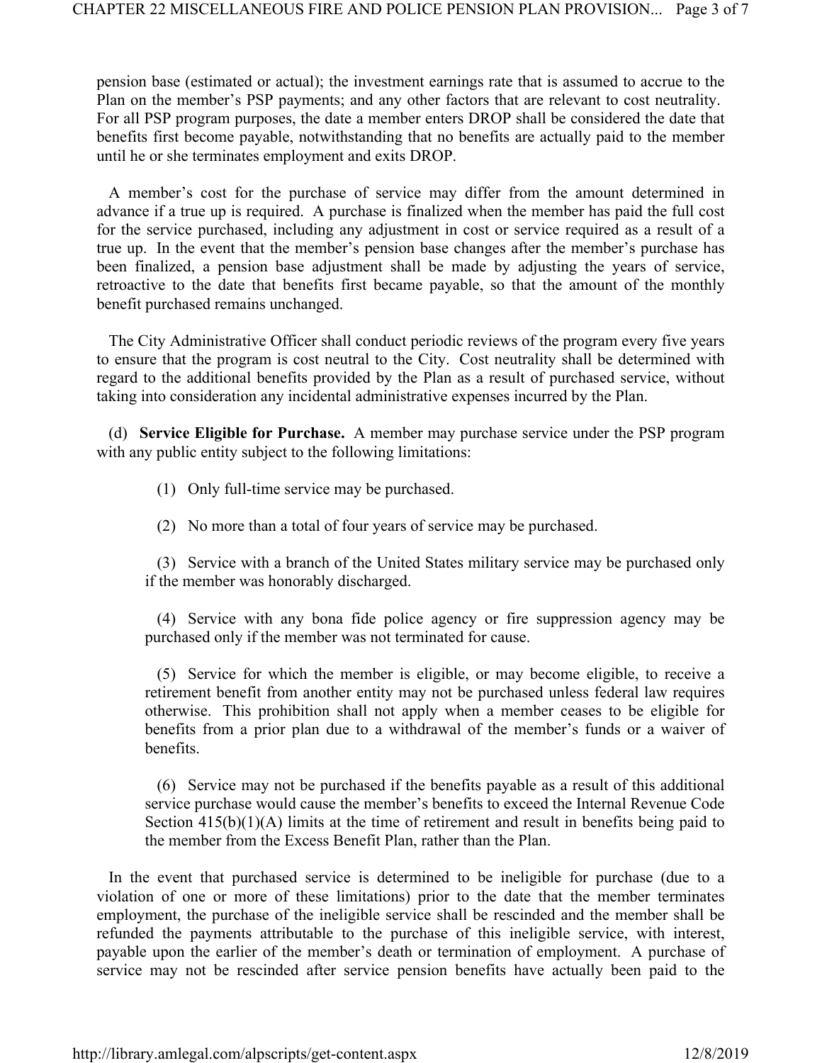pension base (estimated or actual); the investment earnings rate that is assumed to accrue to the Plan on the member's PSP payments; and any other factors that are relevant to cost neutrality. For all PSP program purposes, the date a member enters DROP shall be considered the date that benefits first become payable, notwithstanding that no benefits are actually paid to the member until he or she terminates employment and exits DROP.

A member's cost for the purchase of service may differ from the amount determined in advance if a true up is required. A purchase is finalized when the member has paid the full cost for the service purchased, including any adjustment in cost or service required as a result of a true up. In the event that the member's pension base changes after the member's purchase has been finalized, a pension base adjustment shall be made by adjusting the years of service, retroactive to the date that benefits first became payable, so that the amount of the monthly benefit purchased remains unchanged.

The City Administrative Officer shall conduct periodic reviews of the program every five years to ensure that the program is cost neutral to the City. Cost neutrality shall be determined with regard to the additional benefits provided by the Plan as a result of purchased service, without taking into consideration any incidental administrative expenses incurred by the Plan.

(d) **Service Eligible for Purchase.** A member may purchase service under the PSP program with any public entity subject to the following limitations:

(1) Only full-time service may be purchased.

(2) No more than a total of four years of service may be purchased.

(3) Service with a branch of the United States military service may be purchased only if the member was honorably discharged.

(4) Service with any bona fide police agency or fire suppression agency may be purchased only if the member was not terminated for cause.

(5) Service for which the member is eligible, or may become eligible, to receive a retirement benefit from another entity may not be purchased unless federal law requires otherwise. This prohibition shall not apply when a member ceases to be eligible for benefits from a prior plan due to a withdrawal of the member's funds or a waiver of benefits.

(6) Service may not be purchased if the benefits payable as a result of this additional service purchase would cause the member's benefits to exceed the Internal Revenue Code Section 415(b)(1)(A) limits at the time of retirement and result in benefits being paid to the member from the Excess Benefit Plan, rather than the Plan.

In the event that purchased service is determined to be ineligible for purchase (due to a violation of one or more of these limitations) prior to the date that the member terminates employment, the purchase of the ineligible service shall be rescinded and the member shall be refunded the payments attributable to the purchase of this ineligible service, with interest, payable upon the earlier of the member's death or termination of employment. A purchase of service may not be rescinded after service pension benefits have actually been paid to the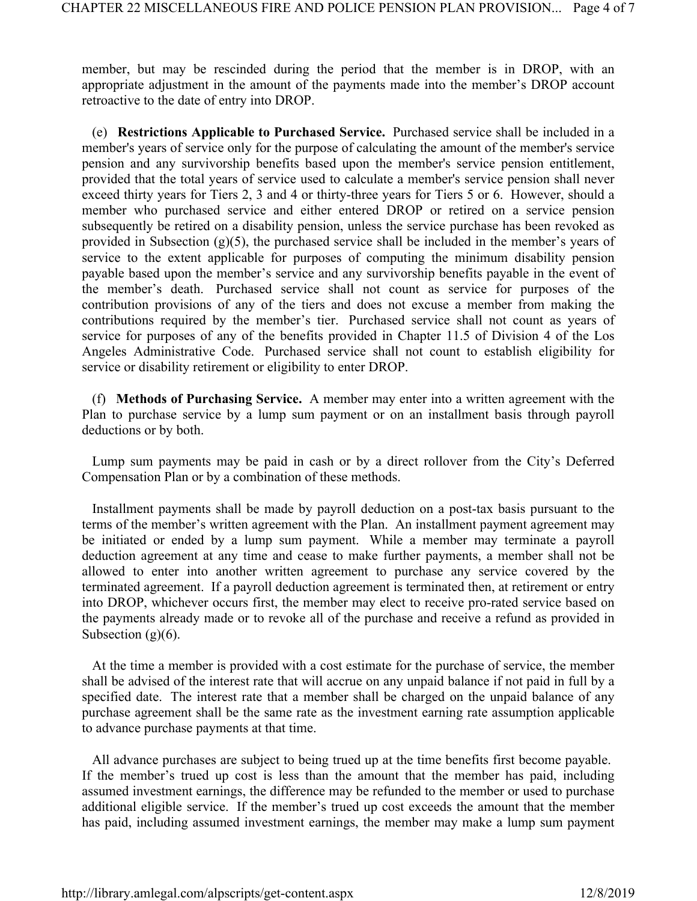member, but may be rescinded during the period that the member is in DROP, with an appropriate adjustment in the amount of the payments made into the member's DROP account retroactive to the date of entry into DROP.

(e) **Restrictions Applicable to Purchased Service.** Purchased service shall be included in a member's years of service only for the purpose of calculating the amount of the member's service pension and any survivorship benefits based upon the member's service pension entitlement, provided that the total years of service used to calculate a member's service pension shall never exceed thirty years for Tiers 2, 3 and 4 or thirty-three years for Tiers 5 or 6. However, should a member who purchased service and either entered DROP or retired on a service pension subsequently be retired on a disability pension, unless the service purchase has been revoked as provided in Subsection (g)(5), the purchased service shall be included in the member's years of service to the extent applicable for purposes of computing the minimum disability pension payable based upon the member's service and any survivorship benefits payable in the event of the member's death. Purchased service shall not count as service for purposes of the contribution provisions of any of the tiers and does not excuse a member from making the contributions required by the member's tier. Purchased service shall not count as years of service for purposes of any of the benefits provided in Chapter 11.5 of Division 4 of the Los Angeles Administrative Code. Purchased service shall not count to establish eligibility for service or disability retirement or eligibility to enter DROP.

(f) **Methods of Purchasing Service.** A member may enter into a written agreement with the Plan to purchase service by a lump sum payment or on an installment basis through payroll deductions or by both.

Lump sum payments may be paid in cash or by a direct rollover from the City's Deferred Compensation Plan or by a combination of these methods.

Installment payments shall be made by payroll deduction on a post-tax basis pursuant to the terms of the member's written agreement with the Plan. An installment payment agreement may be initiated or ended by a lump sum payment. While a member may terminate a payroll deduction agreement at any time and cease to make further payments, a member shall not be allowed to enter into another written agreement to purchase any service covered by the terminated agreement. If a payroll deduction agreement is terminated then, at retirement or entry into DROP, whichever occurs first, the member may elect to receive pro-rated service based on the payments already made or to revoke all of the purchase and receive a refund as provided in Subsection (g)(6).

At the time a member is provided with a cost estimate for the purchase of service, the member shall be advised of the interest rate that will accrue on any unpaid balance if not paid in full by a specified date. The interest rate that a member shall be charged on the unpaid balance of any purchase agreement shall be the same rate as the investment earning rate assumption applicable to advance purchase payments at that time.

All advance purchases are subject to being trued up at the time benefits first become payable. If the member's trued up cost is less than the amount that the member has paid, including assumed investment earnings, the difference may be refunded to the member or used to purchase additional eligible service. If the member's trued up cost exceeds the amount that the member has paid, including assumed investment earnings, the member may make a lump sum payment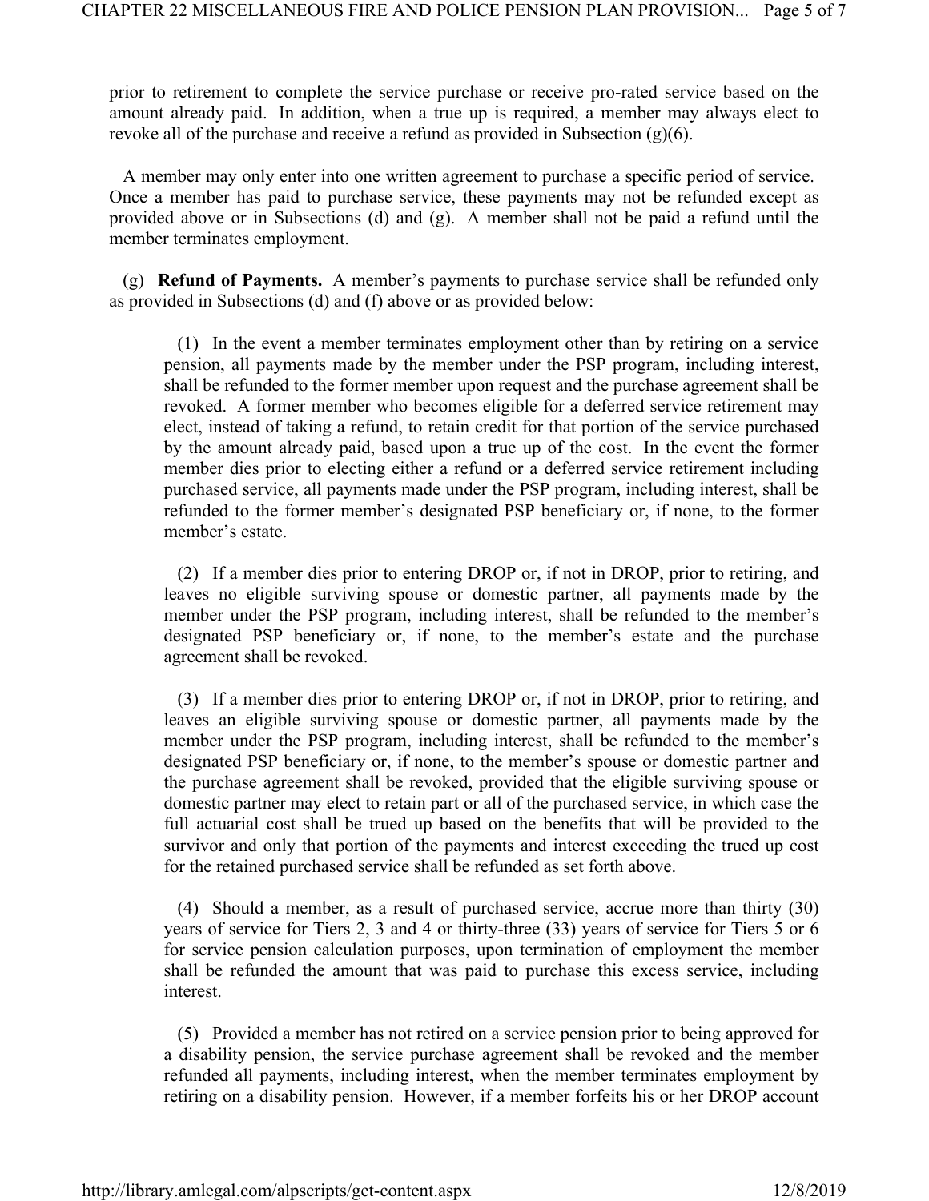prior to retirement to complete the service purchase or receive pro-rated service based on the amount already paid. In addition, when a true up is required, a member may always elect to revoke all of the purchase and receive a refund as provided in Subsection (g)(6).

A member may only enter into one written agreement to purchase a specific period of service. Once a member has paid to purchase service, these payments may not be refunded except as provided above or in Subsections (d) and (g). A member shall not be paid a refund until the member terminates employment.

(g) **Refund of Payments.** A member's payments to purchase service shall be refunded only as provided in Subsections (d) and (f) above or as provided below:

(1) In the event a member terminates employment other than by retiring on a service pension, all payments made by the member under the PSP program, including interest, shall be refunded to the former member upon request and the purchase agreement shall be revoked. A former member who becomes eligible for a deferred service retirement may elect, instead of taking a refund, to retain credit for that portion of the service purchased by the amount already paid, based upon a true up of the cost. In the event the former member dies prior to electing either a refund or a deferred service retirement including purchased service, all payments made under the PSP program, including interest, shall be refunded to the former member's designated PSP beneficiary or, if none, to the former member's estate.

(2) If a member dies prior to entering DROP or, if not in DROP, prior to retiring, and leaves no eligible surviving spouse or domestic partner, all payments made by the member under the PSP program, including interest, shall be refunded to the member's designated PSP beneficiary or, if none, to the member's estate and the purchase agreement shall be revoked.

(3) If a member dies prior to entering DROP or, if not in DROP, prior to retiring, and leaves an eligible surviving spouse or domestic partner, all payments made by the member under the PSP program, including interest, shall be refunded to the member's designated PSP beneficiary or, if none, to the member's spouse or domestic partner and the purchase agreement shall be revoked, provided that the eligible surviving spouse or domestic partner may elect to retain part or all of the purchased service, in which case the full actuarial cost shall be trued up based on the benefits that will be provided to the survivor and only that portion of the payments and interest exceeding the trued up cost for the retained purchased service shall be refunded as set forth above.

(4) Should a member, as a result of purchased service, accrue more than thirty (30) years of service for Tiers 2, 3 and 4 or thirty-three (33) years of service for Tiers 5 or 6 for service pension calculation purposes, upon termination of employment the member shall be refunded the amount that was paid to purchase this excess service, including interest.

(5) Provided a member has not retired on a service pension prior to being approved for a disability pension, the service purchase agreement shall be revoked and the member refunded all payments, including interest, when the member terminates employment by retiring on a disability pension. However, if a member forfeits his or her DROP account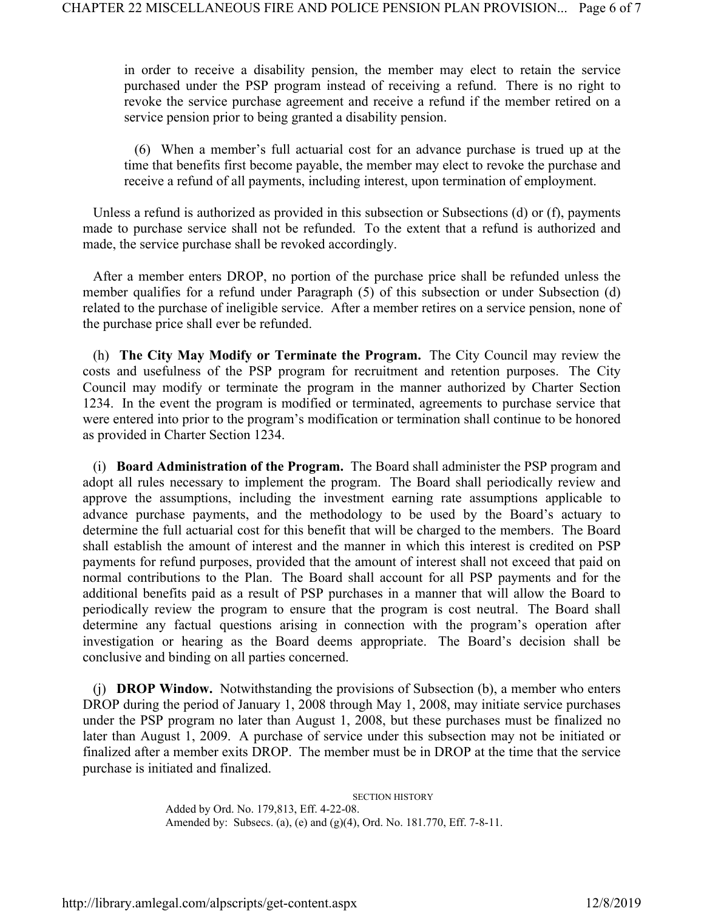in order to receive a disability pension, the member may elect to retain the service purchased under the PSP program instead of receiving a refund. There is no right to revoke the service purchase agreement and receive a refund if the member retired on a service pension prior to being granted a disability pension.

(6) When a member's full actuarial cost for an advance purchase is trued up at the time that benefits first become payable, the member may elect to revoke the purchase and receive a refund of all payments, including interest, upon termination of employment.

Unless a refund is authorized as provided in this subsection or Subsections (d) or (f), payments made to purchase service shall not be refunded. To the extent that a refund is authorized and made, the service purchase shall be revoked accordingly.

After a member enters DROP, no portion of the purchase price shall be refunded unless the member qualifies for a refund under Paragraph (5) of this subsection or under Subsection (d) related to the purchase of ineligible service. After a member retires on a service pension, none of the purchase price shall ever be refunded.

(h) **The City May Modify or Terminate the Program.** The City Council may review the costs and usefulness of the PSP program for recruitment and retention purposes. The City Council may modify or terminate the program in the manner authorized by Charter Section 1234. In the event the program is modified or terminated, agreements to purchase service that were entered into prior to the program's modification or termination shall continue to be honored as provided in Charter Section 1234.

(i) **Board Administration of the Program.** The Board shall administer the PSP program and adopt all rules necessary to implement the program. The Board shall periodically review and approve the assumptions, including the investment earning rate assumptions applicable to advance purchase payments, and the methodology to be used by the Board's actuary to determine the full actuarial cost for this benefit that will be charged to the members. The Board shall establish the amount of interest and the manner in which this interest is credited on PSP payments for refund purposes, provided that the amount of interest shall not exceed that paid on normal contributions to the Plan. The Board shall account for all PSP payments and for the additional benefits paid as a result of PSP purchases in a manner that will allow the Board to periodically review the program to ensure that the program is cost neutral. The Board shall determine any factual questions arising in connection with the program's operation after investigation or hearing as the Board deems appropriate. The Board's decision shall be conclusive and binding on all parties concerned.

(j) **DROP Window.** Notwithstanding the provisions of Subsection (b), a member who enters DROP during the period of January 1, 2008 through May 1, 2008, may initiate service purchases under the PSP program no later than August 1, 2008, but these purchases must be finalized no later than August 1, 2009. A purchase of service under this subsection may not be initiated or finalized after a member exits DROP. The member must be in DROP at the time that the service purchase is initiated and finalized.

SECTION HISTORY

Added by Ord. No. 179,813, Eff. 4-22-08.
Amended by: Subsecs. (a), (e) and (g)(4), Ord. No. 181.770, Eff. 7-8-11.